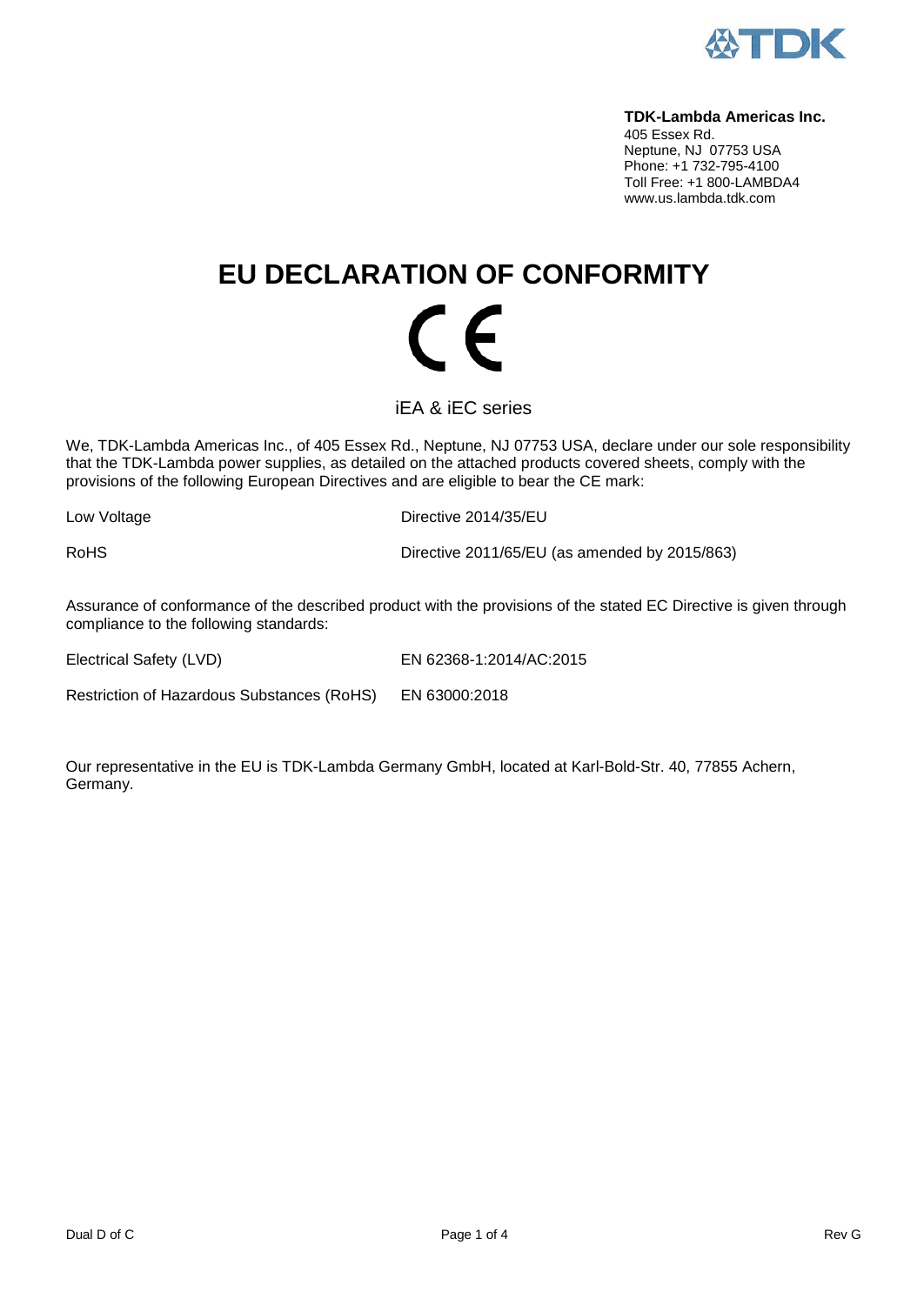**TDK-Lambda Americas Inc.**
405 Essex Rd.
Neptune, NJ 07753 USA
Phone: +1 732-795-4100
Toll Free: +1 800-LAMBDA4
www.us.lambda.tdk.com

# EU DECLARATION OF CONFORMITY

CE

iEA & iEC series

We, TDK-Lambda Americas Inc., of 405 Essex Rd., Neptune, NJ 07753 USA, declare under our sole responsibility that the TDK-Lambda power supplies, as detailed on the attached products covered sheets, comply with the provisions of the following European Directives and are eligible to bear the CE mark:

| | |
|---|---|
| Low Voltage | Directive 2014/35/EU |
| RoHS | Directive 2011/65/EU (as amended by 2015/863) |

Assurance of conformance of the described product with the provisions of the stated EC Directive is given through compliance to the following standards:

| | |
|---|---|
| Electrical Safety (LVD) | EN 62368-1:2014/AC:2015 |
| Restriction of Hazardous Substances (RoHS) | EN 63000:2018 |

Our representative in the EU is TDK-Lambda Germany GmbH, located at Karl-Bold-Str. 40, 77855 Achern, Germany.

Dual D of C                                                                                                    Rev G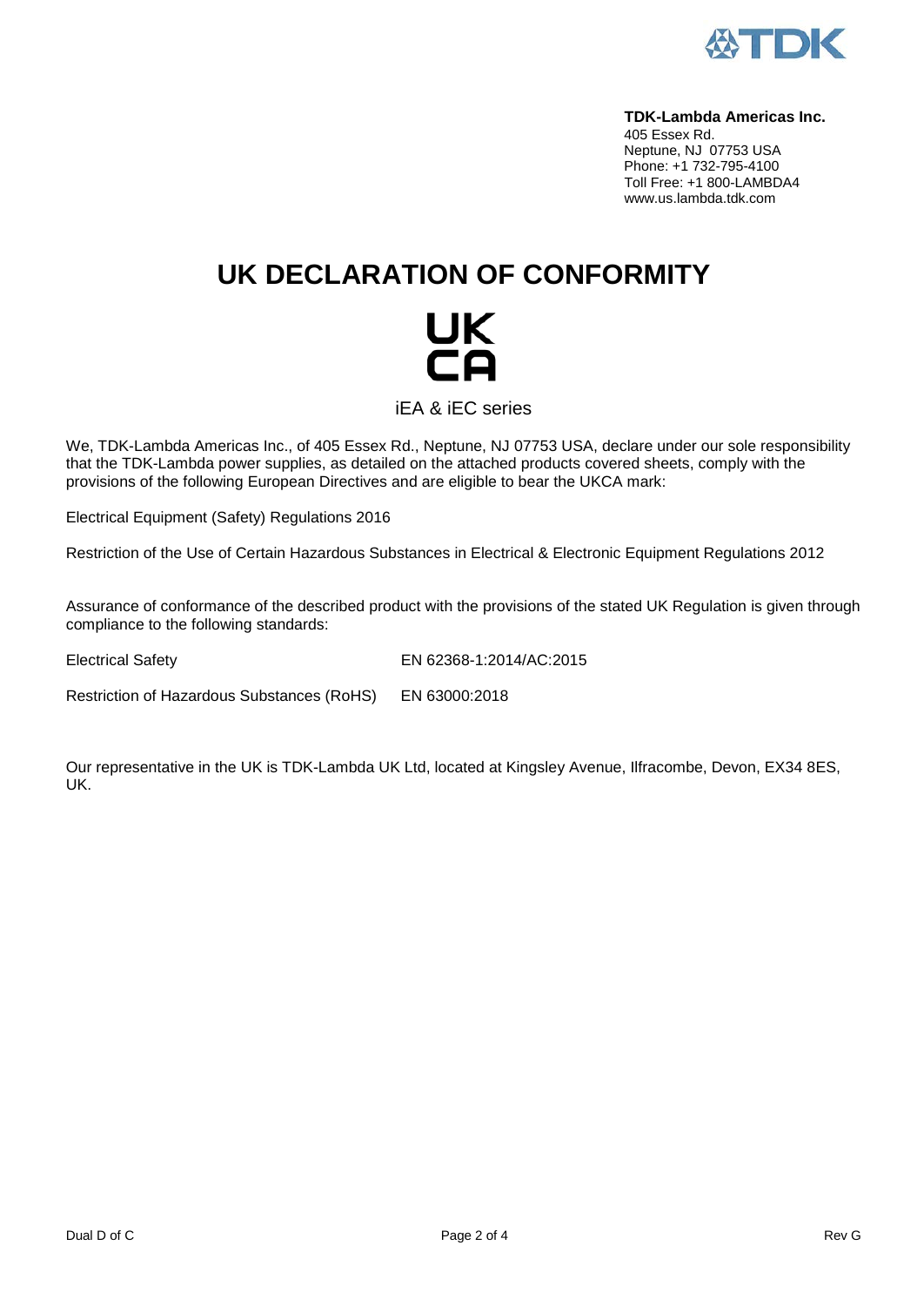**TDK-Lambda Americas Inc.**
405 Essex Rd.
Neptune, NJ 07753 USA
Phone: +1 732-795-4100
Toll Free: +1 800-LAMBDA4
www.us.lambda.tdk.com

# UK DECLARATION OF CONFORMITY

UK
CA

iEA & iEC series

We, TDK-Lambda Americas Inc., of 405 Essex Rd., Neptune, NJ 07753 USA, declare under our sole responsibility that the TDK-Lambda power supplies, as detailed on the attached products covered sheets, comply with the provisions of the following European Directives and are eligible to bear the UKCA mark:

Electrical Equipment (Safety) Regulations 2016

Restriction of the Use of Certain Hazardous Substances in Electrical & Electronic Equipment Regulations 2012

Assurance of conformance of the described product with the provisions of the stated UK Regulation is given through compliance to the following standards:

| | |
|---|---|
| Electrical Safety | EN 62368-1:2014/AC:2015 |
| Restriction of Hazardous Substances (RoHS) | EN 63000:2018 |

Our representative in the UK is TDK-Lambda UK Ltd, located at Kingsley Avenue, Ilfracombe, Devon, EX34 8ES, UK.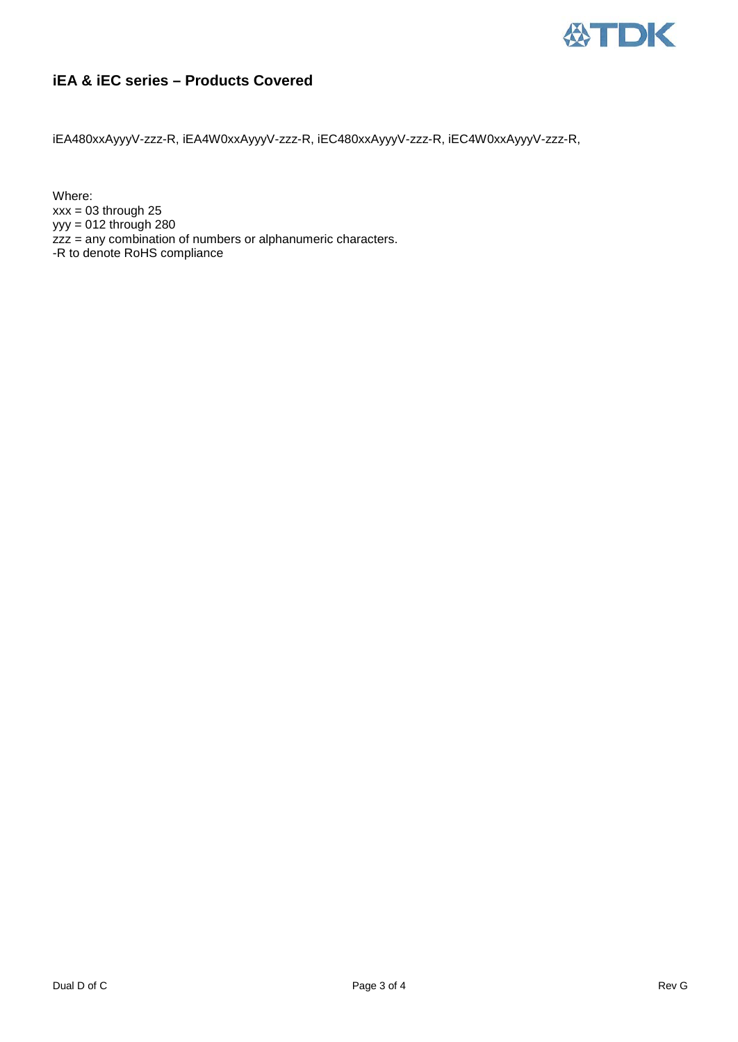## iEA & iEC series – Products Covered

iEA480xxAyyyV-zzz-R, iEA4W0xxAyyyV-zzz-R, iEC480xxAyyyV-zzz-R, iEC4W0xxAyyyV-zzz-R,

Where:
xxx = 03 through 25
yyy = 012 through 280
zzz = any combination of numbers or alphanumeric characters.
-R to denote RoHS compliance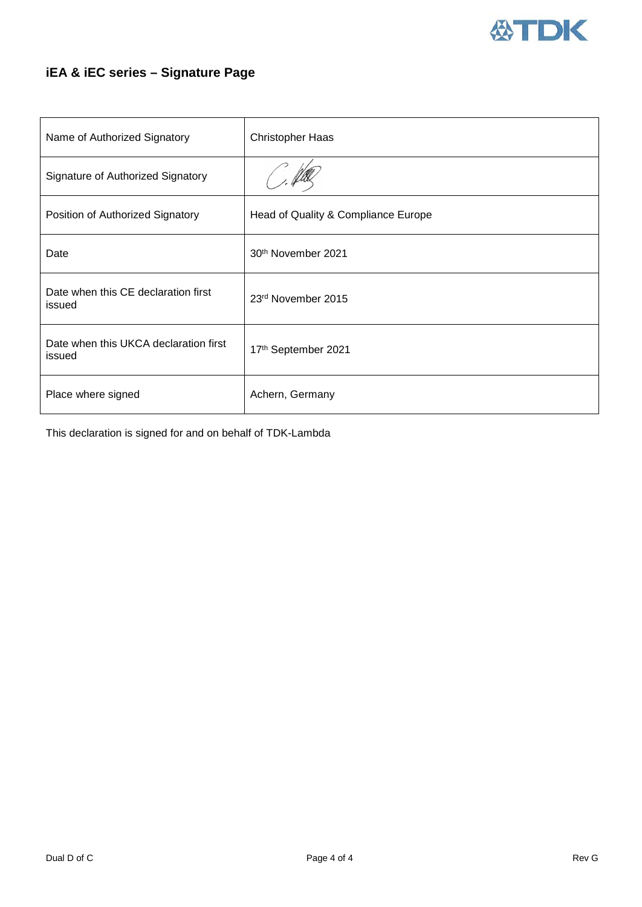## iEA & iEC series – Signature Page

| | |
|---|---|
| Name of Authorized Signatory | Christopher Haas |
| Signature of Authorized Signatory | |
| Position of Authorized Signatory | Head of Quality & Compliance Europe |
| Date | 30th November 2021 |
| Date when this CE declaration first issued | 23rd November 2015 |
| Date when this UKCA declaration first issued | 17th September 2021 |
| Place where signed | Achern, Germany |

This declaration is signed for and on behalf of TDK-Lambda